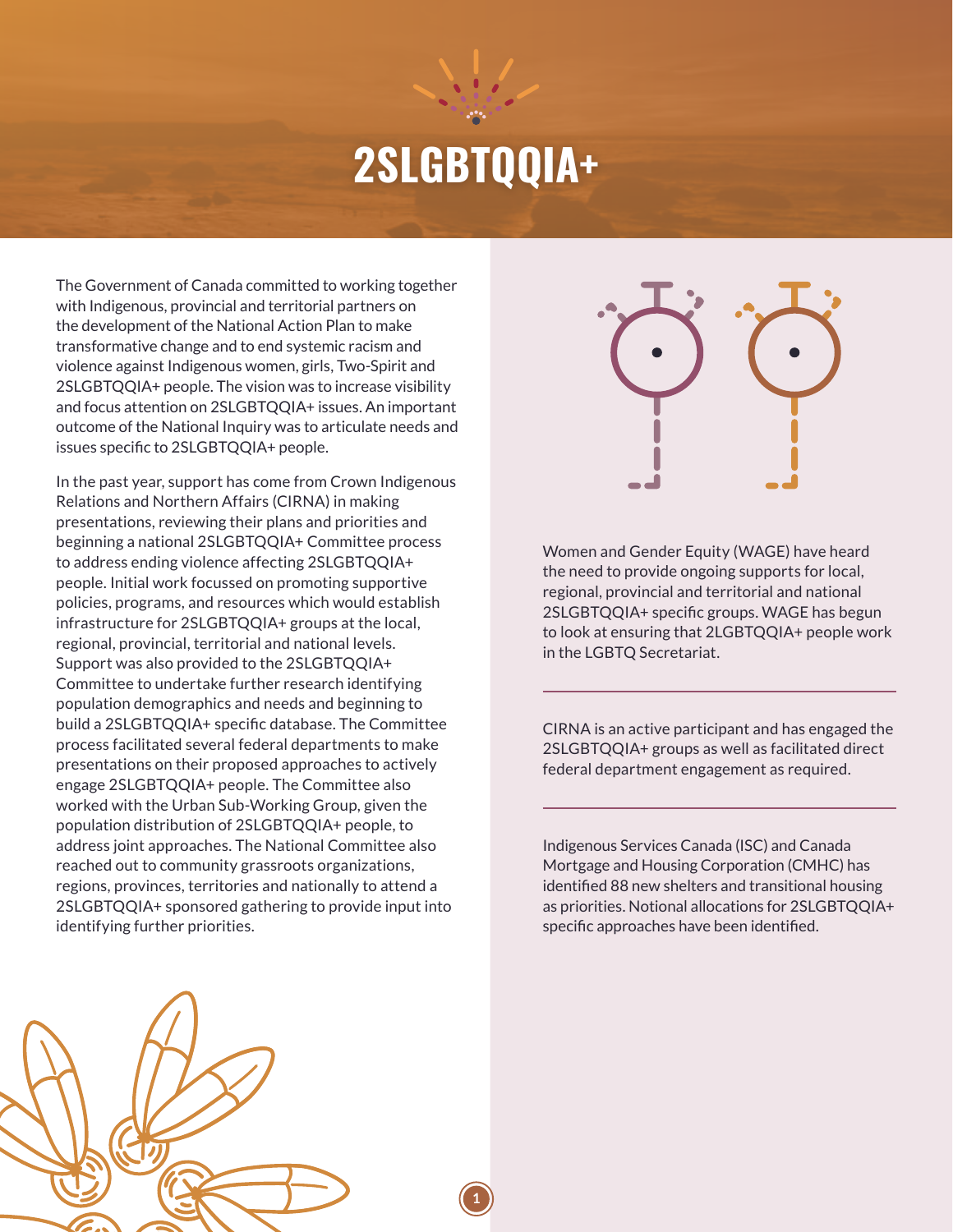# 2SLGBTQQIA+

The Government of Canada committed to working together with Indigenous, provincial and territorial partners on the development of the National Action Plan to make transformative change and to end systemic racism and violence against Indigenous women, girls, Two-Spirit and 2SLGBTQQIA+ people. The vision was to increase visibility and focus attention on 2SLGBTQQIA+ issues. An important outcome of the National Inquiry was to articulate needs and issues specific to 2SLGBTQQIA+ people.

In the past year, support has come from Crown Indigenous Relations and Northern Affairs (CIRNA) in making presentations, reviewing their plans and priorities and beginning a national 2SLGBTQQIA+ Committee process to address ending violence affecting 2SLGBTQQIA+ people. Initial work focussed on promoting supportive policies, programs, and resources which would establish infrastructure for 2SLGBTQQIA+ groups at the local, regional, provincial, territorial and national levels. Support was also provided to the 2SLGBTQQIA+ Committee to undertake further research identifying population demographics and needs and beginning to build a 2SLGBTQQIA+ specific database. The Committee process facilitated several federal departments to make presentations on their proposed approaches to actively engage 2SLGBTQQIA+ people. The Committee also worked with the Urban Sub-Working Group, given the population distribution of 2SLGBTQQIA+ people, to address joint approaches. The National Committee also reached out to community grassroots organizations, regions, provinces, territories and nationally to attend a 2SLGBTQQIA+ sponsored gathering to provide input into identifying further priorities.

Women and Gender Equity (WAGE) have heard the need to provide ongoing supports for local, regional, provincial and territorial and national 2SLGBTQQIA+ specific groups. WAGE has begun to look at ensuring that 2LGBTQQIA+ people work in the LGBTQ Secretariat.

---

CIRNA is an active participant and has engaged the 2SLGBTQQIA+ groups as well as facilitated direct federal department engagement as required.

---

Indigenous Services Canada (ISC) and Canada Mortgage and Housing Corporation (CMHC) has identified 88 new shelters and transitional housing as priorities. Notional allocations for 2SLGBTQQIA+ specific approaches have been identified.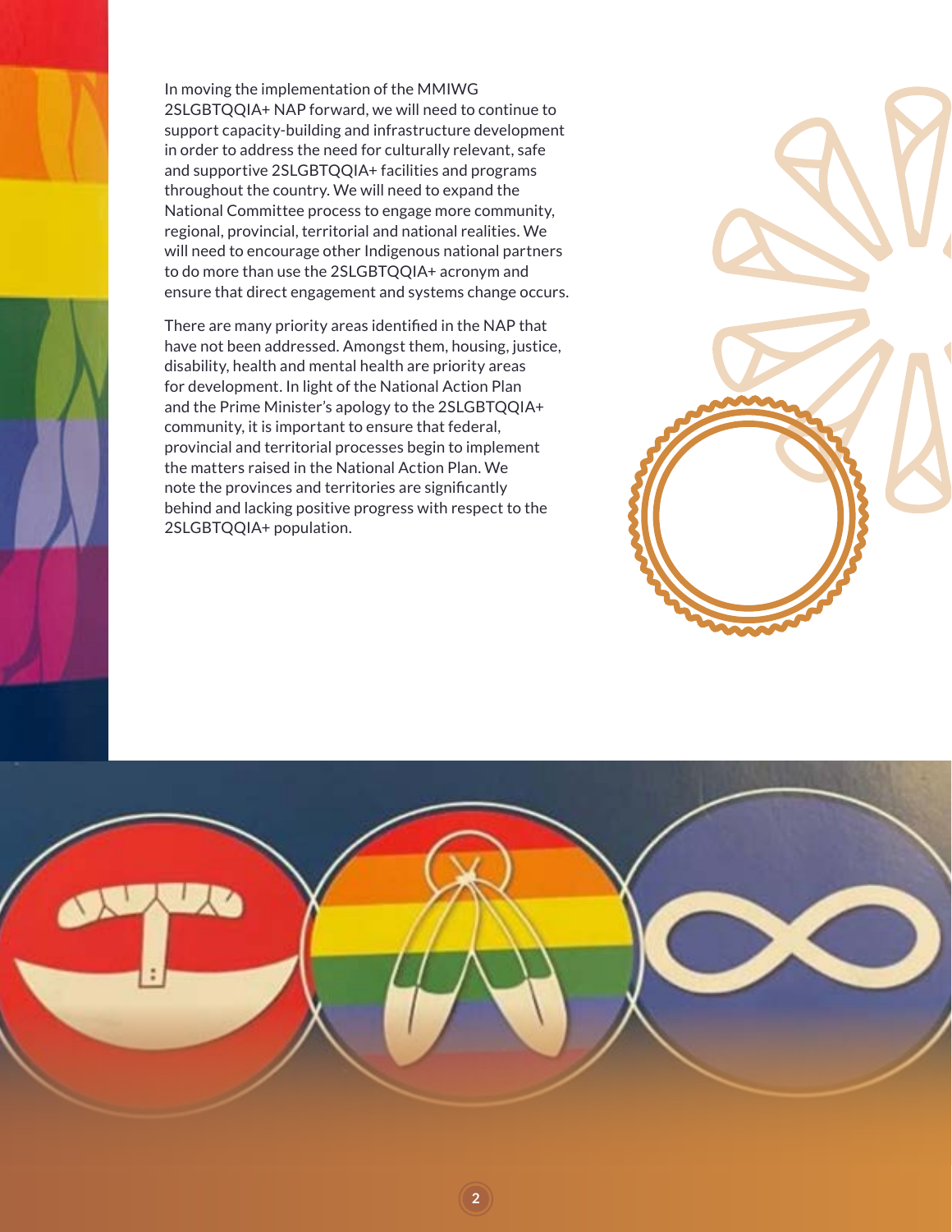In moving the implementation of the MMIWG 2SLGBTQQIA+ NAP forward, we will need to continue to support capacity-building and infrastructure development in order to address the need for culturally relevant, safe and supportive 2SLGBTQQIA+ facilities and programs throughout the country. We will need to expand the National Committee process to engage more community, regional, provincial, territorial and national realities. We will need to encourage other Indigenous national partners to do more than use the 2SLGBTQQIA+ acronym and ensure that direct engagement and systems change occurs.

There are many priority areas identified in the NAP that have not been addressed. Amongst them, housing, justice, disability, health and mental health are priority areas for development. In light of the National Action Plan and the Prime Minister's apology to the 2SLGBTQQIA+ community, it is important to ensure that federal, provincial and territorial processes begin to implement the matters raised in the National Action Plan. We note the provinces and territories are significantly behind and lacking positive progress with respect to the 2SLGBTQQIA+ population.